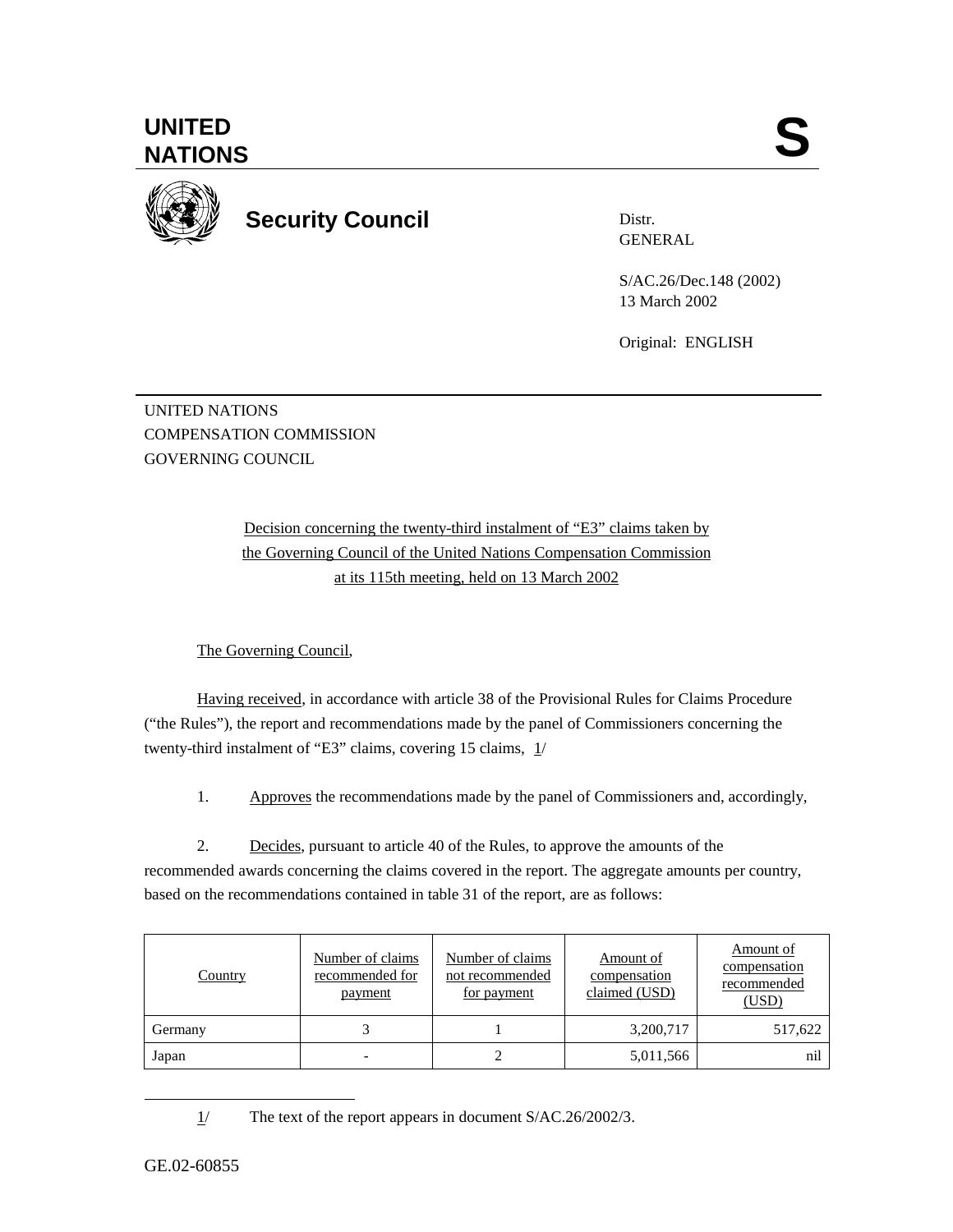# UNITED NATIONS

**S**

## Security Council

Distr.
GENERAL

S/AC.26/Dec.148 (2002)
13 March 2002

Original: ENGLISH

UNITED NATIONS
COMPENSATION COMMISSION
GOVERNING COUNCIL

Decision concerning the twenty-third instalment of "E3" claims taken by the Governing Council of the United Nations Compensation Commission at its 115th meeting, held on 13 March 2002

The Governing Council,

Having received, in accordance with article 38 of the Provisional Rules for Claims Procedure ("the Rules"), the report and recommendations made by the panel of Commissioners concerning the twenty-third instalment of "E3" claims, covering 15 claims, 1/

1. Approves the recommendations made by the panel of Commissioners and, accordingly,

2. Decides, pursuant to article 40 of the Rules, to approve the amounts of the recommended awards concerning the claims covered in the report. The aggregate amounts per country, based on the recommendations contained in table 31 of the report, are as follows:

| Country | Number of claims recommended for payment | Number of claims not recommended for payment | Amount of compensation claimed (USD) | Amount of compensation recommended (USD) |
|---|---|---|---|---|
| Germany | 3 | 1 | 3,200,717 | 517,622 |
| Japan | - | 2 | 5,011,566 | nil |

---

1/ The text of the report appears in document S/AC.26/2002/3.

GE.02-60855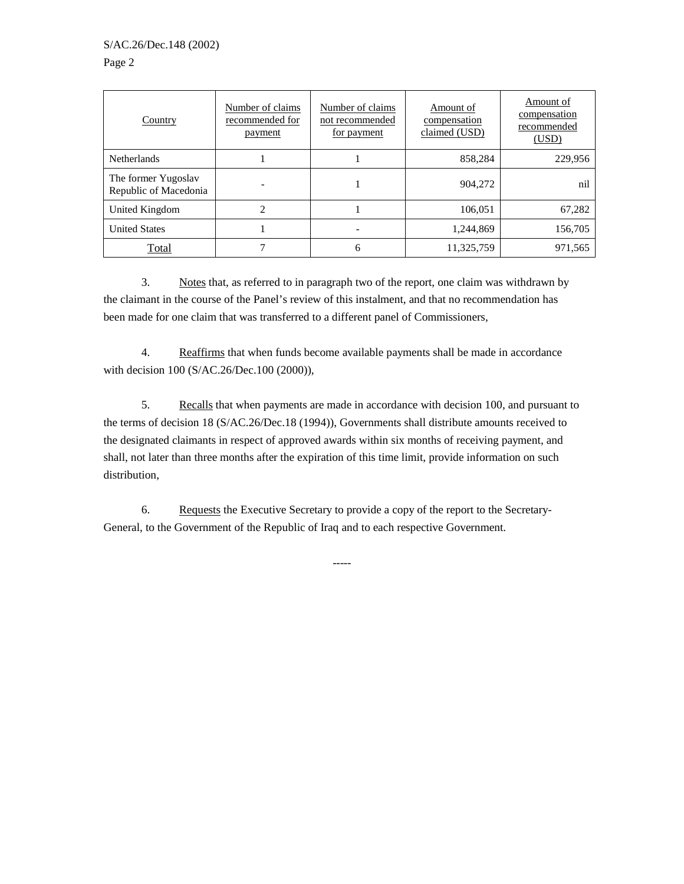| Country | Number of claims recommended for payment | Number of claims not recommended for payment | Amount of compensation claimed (USD) | Amount of compensation recommended (USD) |
|---|---|---|---|---|
| Netherlands | 1 | 1 | 858,284 | 229,956 |
| The former Yugoslav Republic of Macedonia | - | 1 | 904,272 | nil |
| United Kingdom | 2 | 1 | 106,051 | 67,282 |
| United States | 1 | - | 1,244,869 | 156,705 |
| Total | 7 | 6 | 11,325,759 | 971,565 |

3. Notes that, as referred to in paragraph two of the report, one claim was withdrawn by the claimant in the course of the Panel's review of this instalment, and that no recommendation has been made for one claim that was transferred to a different panel of Commissioners,

4. Reaffirms that when funds become available payments shall be made in accordance with decision 100 (S/AC.26/Dec.100 (2000)),

5. Recalls that when payments are made in accordance with decision 100, and pursuant to the terms of decision 18 (S/AC.26/Dec.18 (1994)), Governments shall distribute amounts received to the designated claimants in respect of approved awards within six months of receiving payment, and shall, not later than three months after the expiration of this time limit, provide information on such distribution,

6. Requests the Executive Secretary to provide a copy of the report to the Secretary-General, to the Government of the Republic of Iraq and to each respective Government.

-----